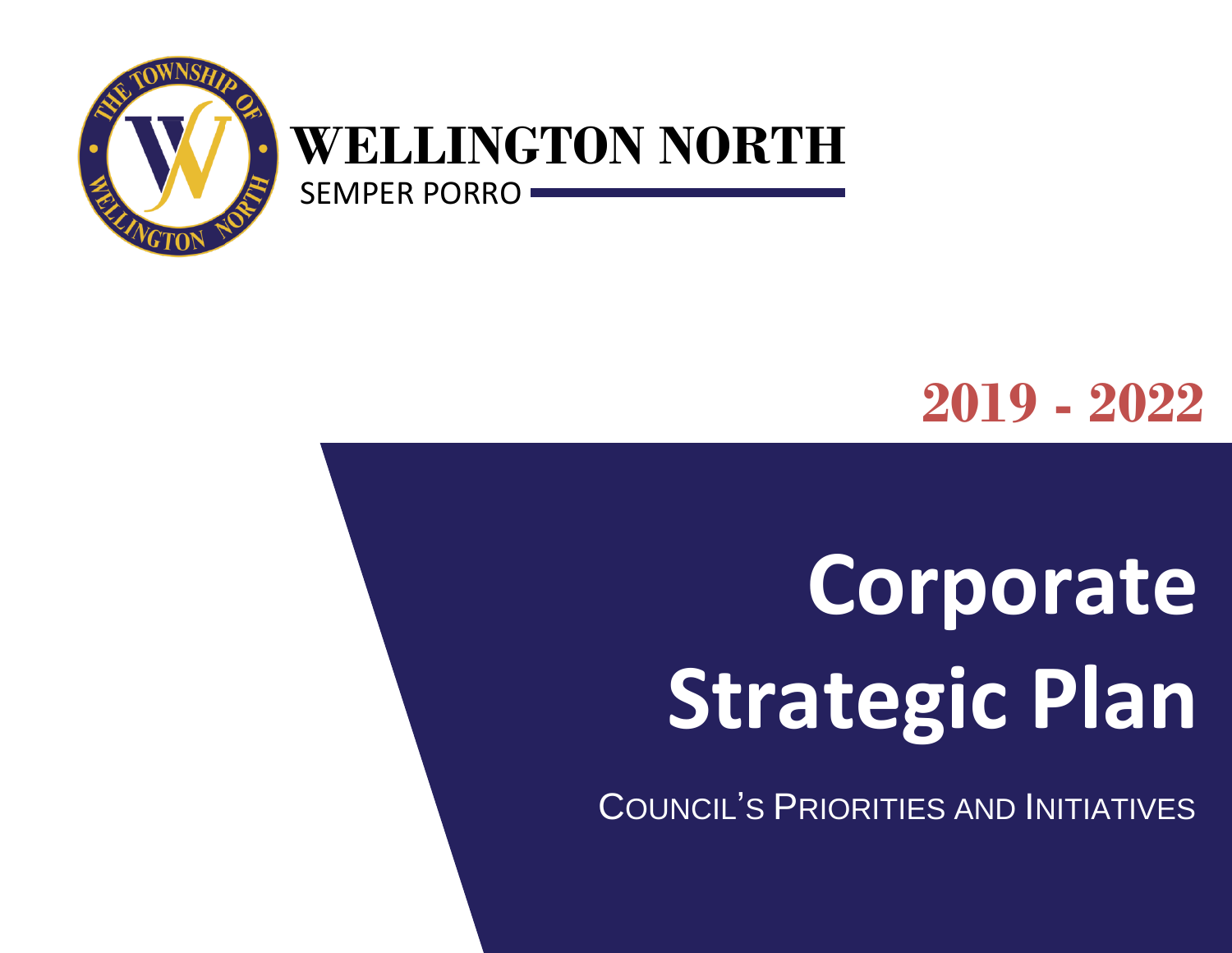**WELLINGTON NORTH**

SEMPER PORRO

**2019 - 2022**

# Corporate Strategic Plan

COUNCIL'S PRIORITIES AND INITIATIVES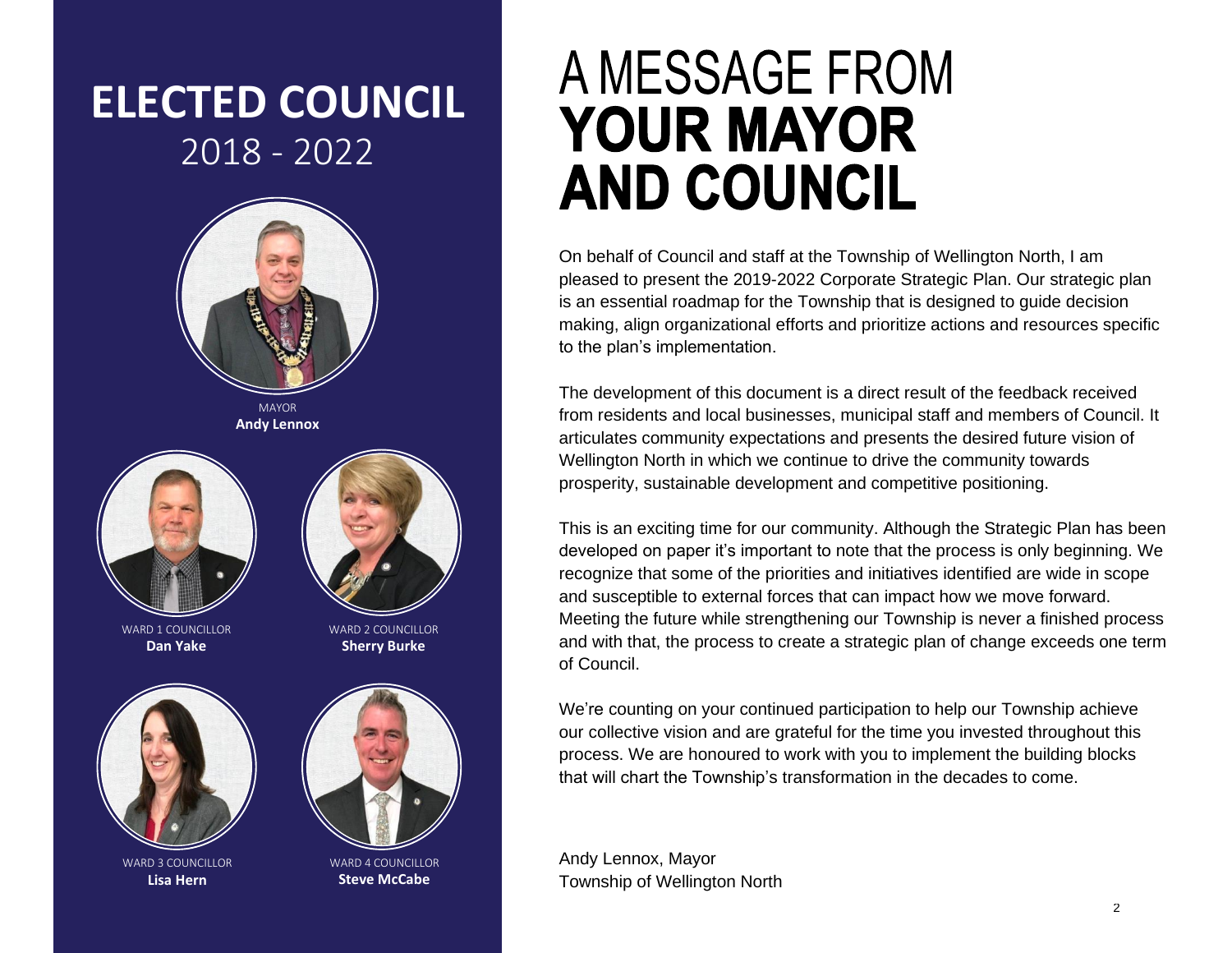# ELECTED COUNCIL
2018 - 2022

MAYOR
**Andy Lennox**

WARD 1 COUNCILLOR
**Dan Yake**

WARD 2 COUNCILLOR
**Sherry Burke**

WARD 3 COUNCILLOR
**Lisa Hern**

WARD 4 COUNCILLOR
**Steve McCabe**

# A MESSAGE FROM **YOUR MAYOR AND COUNCIL**

On behalf of Council and staff at the Township of Wellington North, I am pleased to present the 2019-2022 Corporate Strategic Plan. Our strategic plan is an essential roadmap for the Township that is designed to guide decision making, align organizational efforts and prioritize actions and resources specific to the plan's implementation.

The development of this document is a direct result of the feedback received from residents and local businesses, municipal staff and members of Council. It articulates community expectations and presents the desired future vision of Wellington North in which we continue to drive the community towards prosperity, sustainable development and competitive positioning.

This is an exciting time for our community. Although the Strategic Plan has been developed on paper it's important to note that the process is only beginning. We recognize that some of the priorities and initiatives identified are wide in scope and susceptible to external forces that can impact how we move forward. Meeting the future while strengthening our Township is never a finished process and with that, the process to create a strategic plan of change exceeds one term of Council.

We're counting on your continued participation to help our Township achieve our collective vision and are grateful for the time you invested throughout this process. We are honoured to work with you to implement the building blocks that will chart the Township's transformation in the decades to come.

Andy Lennox, Mayor
Township of Wellington North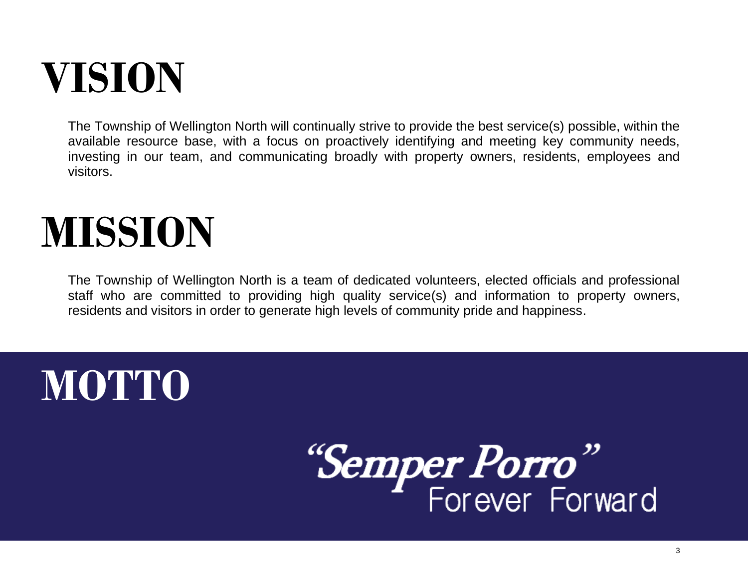# VISION

The Township of Wellington North will continually strive to provide the best service(s) possible, within the available resource base, with a focus on proactively identifying and meeting key community needs, investing in our team, and communicating broadly with property owners, residents, employees and visitors.

# MISSION

The Township of Wellington North is a team of dedicated volunteers, elected officials and professional staff who are committed to providing high quality service(s) and information to property owners, residents and visitors in order to generate high levels of community pride and happiness.

# MOTTO

*"Semper Porro"*
Forever Forward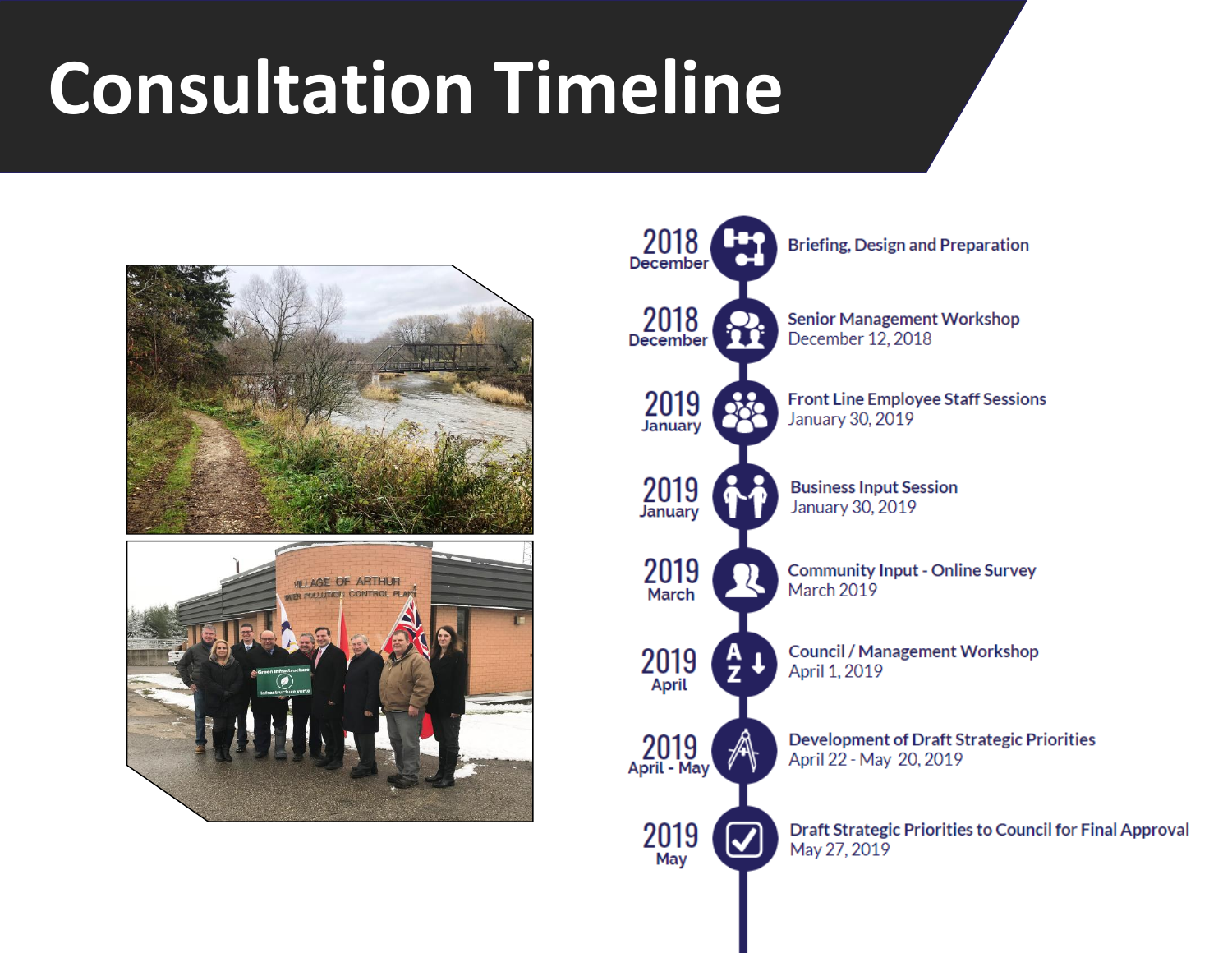# Consultation Timeline

- **2018 December** — **Briefing, Design and Preparation**
- **2018 December** — **Senior Management Workshop**
  December 12, 2018
- **2019 January** — **Front Line Employee Staff Sessions**
  January 30, 2019
- **2019 January** — **Business Input Session**
  January 30, 2019
- **2019 March** — **Community Input - Online Survey**
  March 2019
- **2019 April** — **Council / Management Workshop**
  April 1, 2019
- **2019 April - May** — **Development of Draft Strategic Priorities**
  April 22 - May 20, 2019
- **2019 May** — **Draft Strategic Priorities to Council for Final Approval**
  May 27, 2019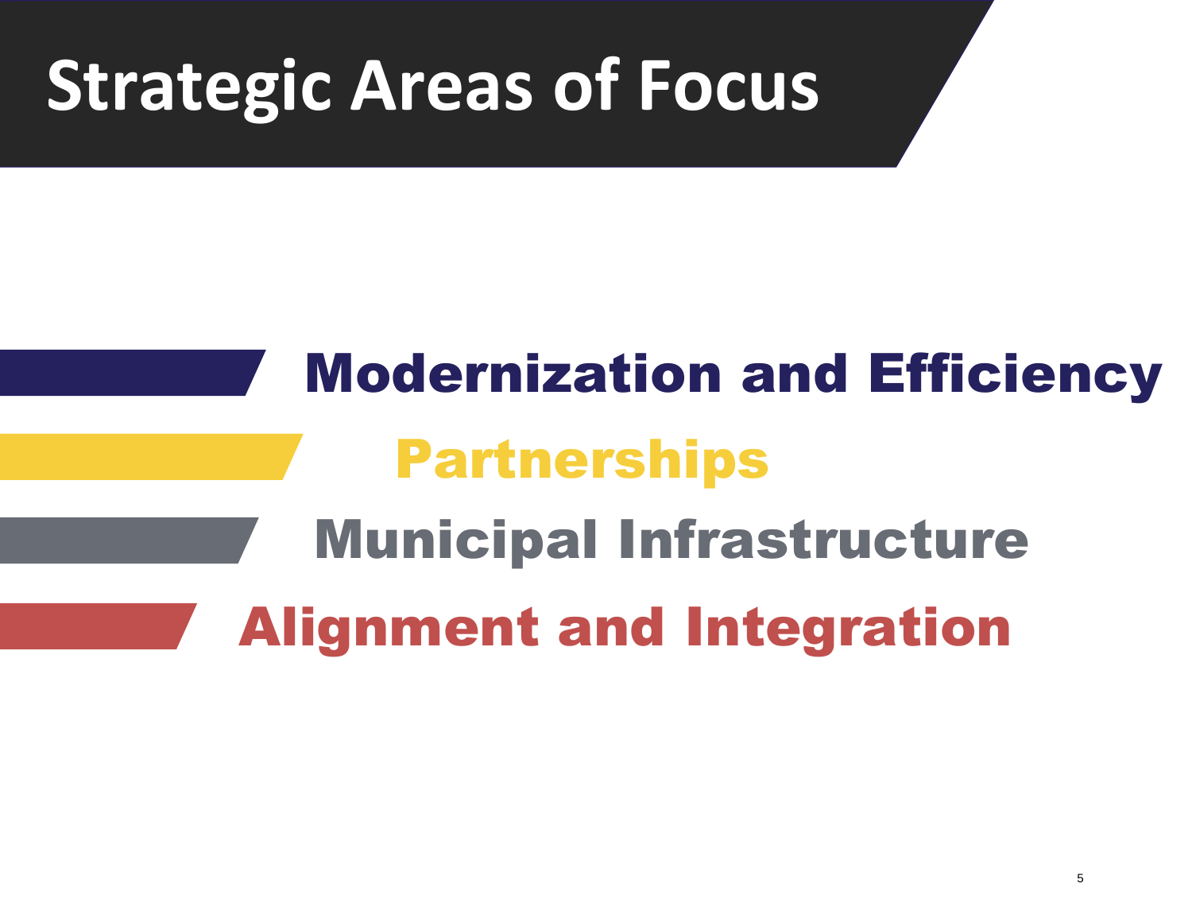# Strategic Areas of Focus

- **Modernization and Efficiency**
- **Partnerships**
- **Municipal Infrastructure**
- **Alignment and Integration**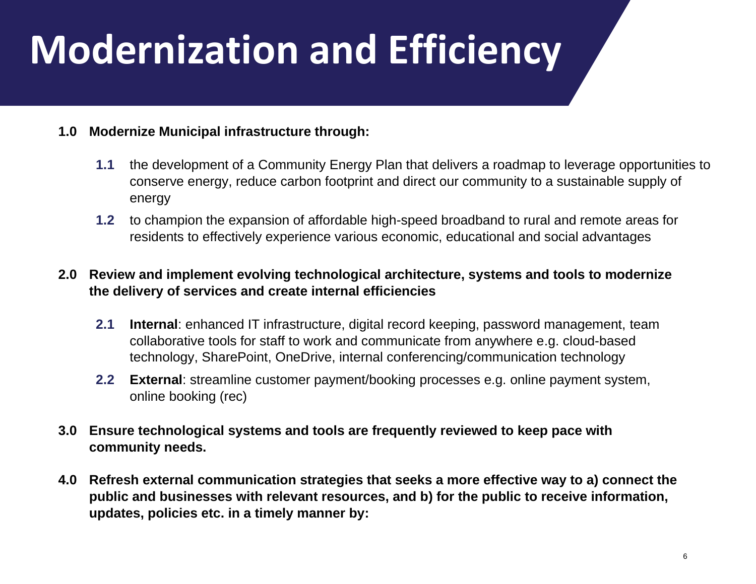# Modernization and Efficiency

**1.0 Modernize Municipal infrastructure through:**

- **1.1** the development of a Community Energy Plan that delivers a roadmap to leverage opportunities to conserve energy, reduce carbon footprint and direct our community to a sustainable supply of energy
- **1.2** to champion the expansion of affordable high-speed broadband to rural and remote areas for residents to effectively experience various economic, educational and social advantages

**2.0 Review and implement evolving technological architecture, systems and tools to modernize the delivery of services and create internal efficiencies**

- **2.1** **Internal**: enhanced IT infrastructure, digital record keeping, password management, team collaborative tools for staff to work and communicate from anywhere e.g. cloud-based technology, SharePoint, OneDrive, internal conferencing/communication technology
- **2.2** **External**: streamline customer payment/booking processes e.g. online payment system, online booking (rec)

**3.0 Ensure technological systems and tools are frequently reviewed to keep pace with community needs.**

**4.0 Refresh external communication strategies that seeks a more effective way to a) connect the public and businesses with relevant resources, and b) for the public to receive information, updates, policies etc. in a timely manner by:**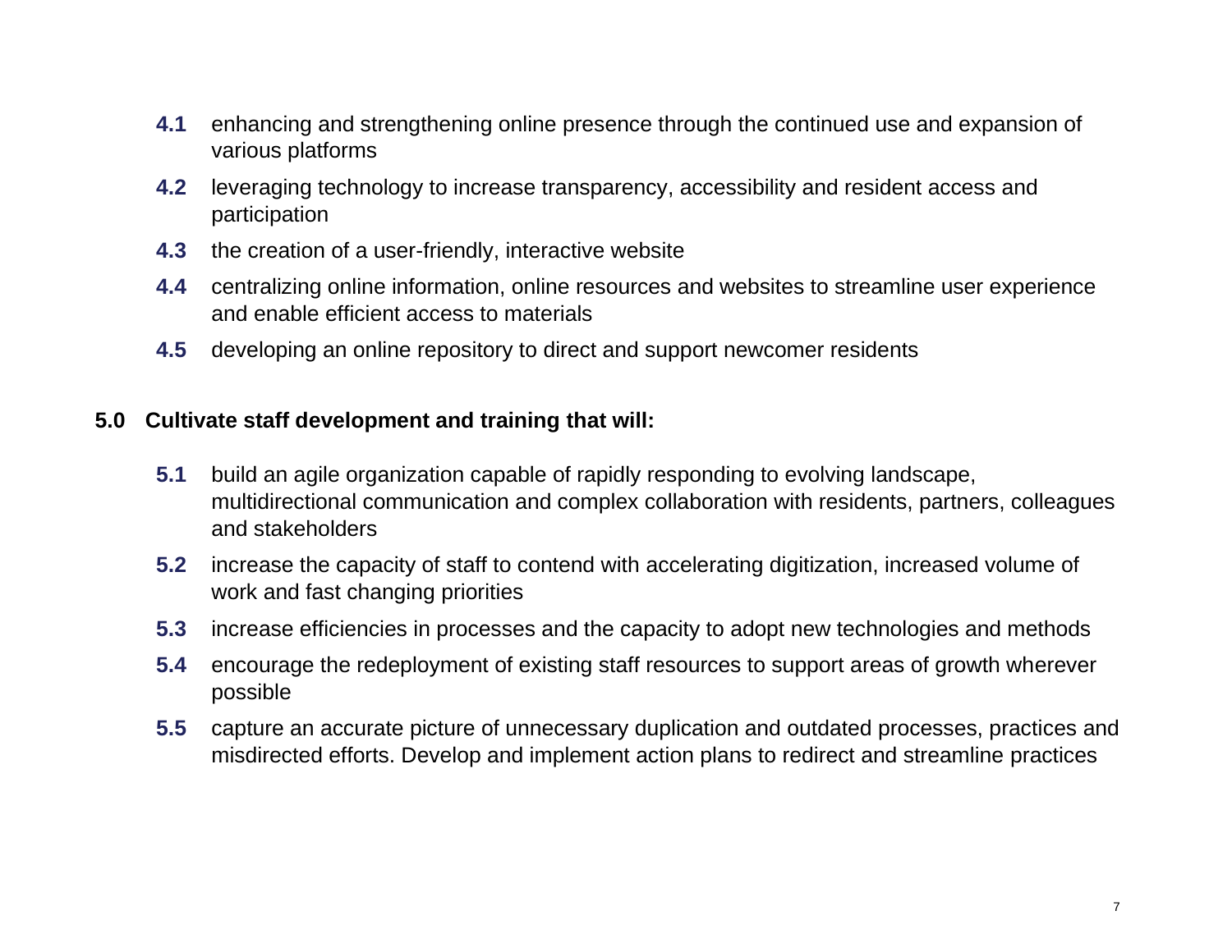**4.1** enhancing and strengthening online presence through the continued use and expansion of various platforms

**4.2** leveraging technology to increase transparency, accessibility and resident access and participation

**4.3** the creation of a user-friendly, interactive website

**4.4** centralizing online information, online resources and websites to streamline user experience and enable efficient access to materials

**4.5** developing an online repository to direct and support newcomer residents

**5.0 Cultivate staff development and training that will:**

**5.1** build an agile organization capable of rapidly responding to evolving landscape, multidirectional communication and complex collaboration with residents, partners, colleagues and stakeholders

**5.2** increase the capacity of staff to contend with accelerating digitization, increased volume of work and fast changing priorities

**5.3** increase efficiencies in processes and the capacity to adopt new technologies and methods

**5.4** encourage the redeployment of existing staff resources to support areas of growth wherever possible

**5.5** capture an accurate picture of unnecessary duplication and outdated processes, practices and misdirected efforts. Develop and implement action plans to redirect and streamline practices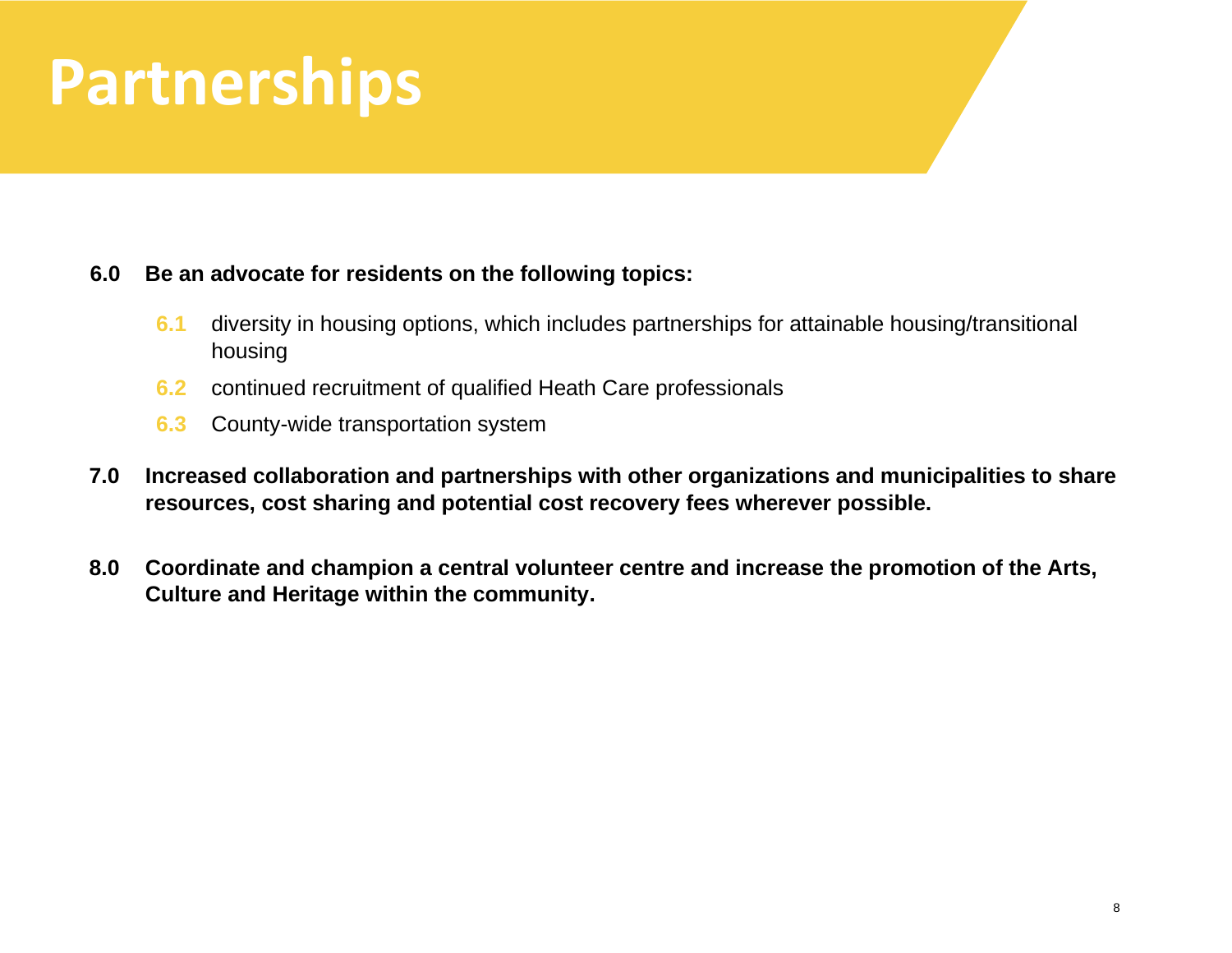# Partnerships

**6.0 Be an advocate for residents on the following topics:**

- **6.1** diversity in housing options, which includes partnerships for attainable housing/transitional housing
- **6.2** continued recruitment of qualified Heath Care professionals
- **6.3** County-wide transportation system

**7.0 Increased collaboration and partnerships with other organizations and municipalities to share resources, cost sharing and potential cost recovery fees wherever possible.**

**8.0 Coordinate and champion a central volunteer centre and increase the promotion of the Arts, Culture and Heritage within the community.**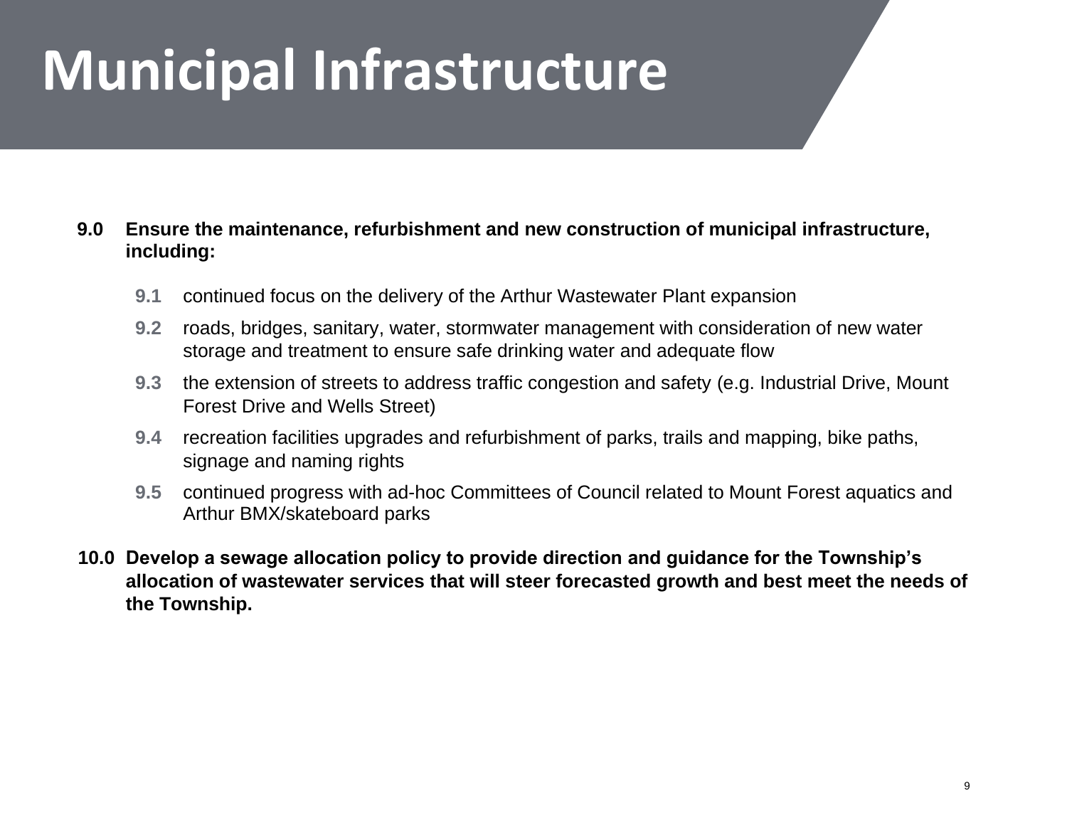# Municipal Infrastructure

**9.0 Ensure the maintenance, refurbishment and new construction of municipal infrastructure, including:**

- **9.1** continued focus on the delivery of the Arthur Wastewater Plant expansion
- **9.2** roads, bridges, sanitary, water, stormwater management with consideration of new water storage and treatment to ensure safe drinking water and adequate flow
- **9.3** the extension of streets to address traffic congestion and safety (e.g. Industrial Drive, Mount Forest Drive and Wells Street)
- **9.4** recreation facilities upgrades and refurbishment of parks, trails and mapping, bike paths, signage and naming rights
- **9.5** continued progress with ad-hoc Committees of Council related to Mount Forest aquatics and Arthur BMX/skateboard parks

**10.0 Develop a sewage allocation policy to provide direction and guidance for the Township's allocation of wastewater services that will steer forecasted growth and best meet the needs of the Township.**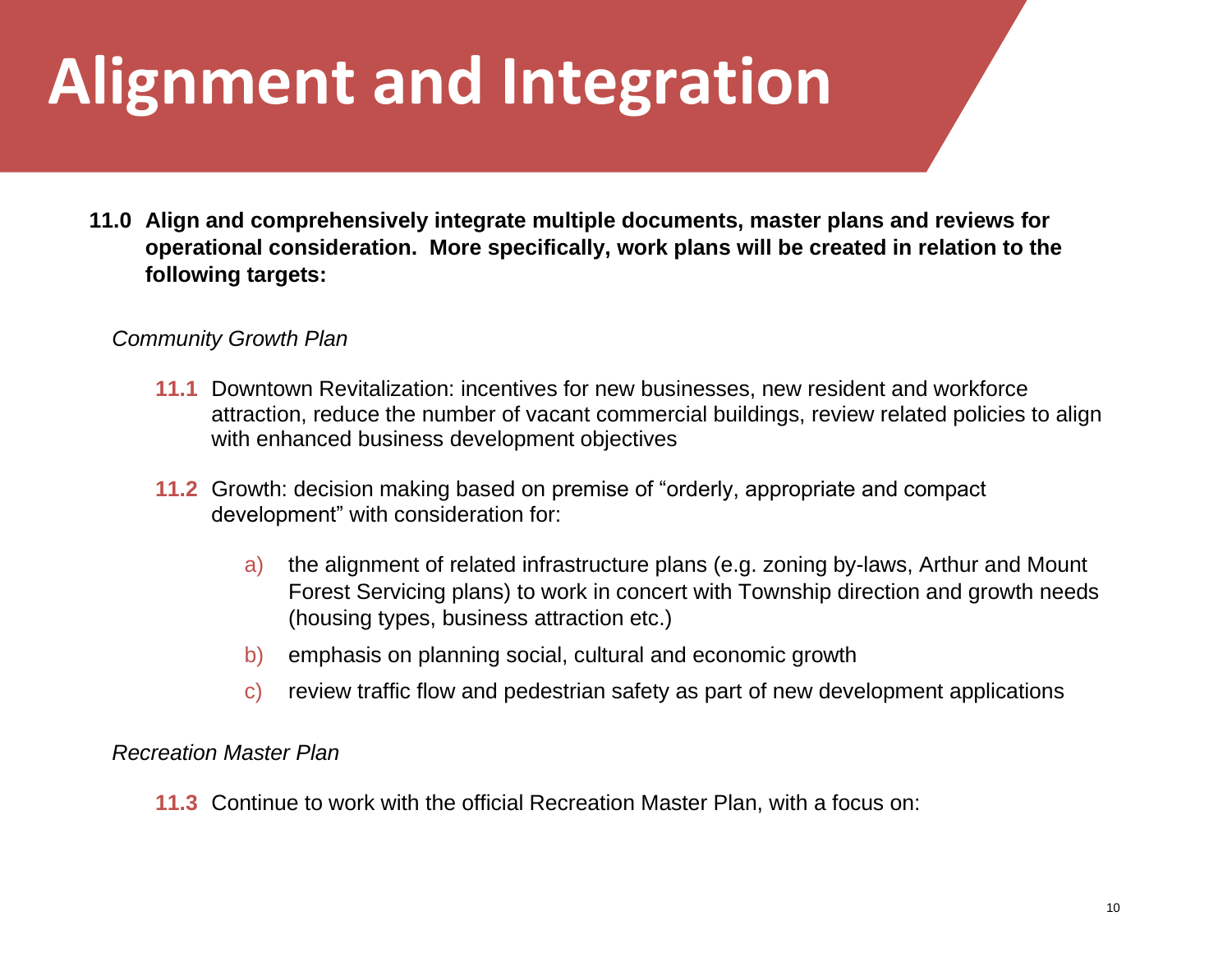# Alignment and Integration

**11.0 Align and comprehensively integrate multiple documents, master plans and reviews for operational consideration. More specifically, work plans will be created in relation to the following targets:**

*Community Growth Plan*

**11.1** Downtown Revitalization: incentives for new businesses, new resident and workforce attraction, reduce the number of vacant commercial buildings, review related policies to align with enhanced business development objectives

**11.2** Growth: decision making based on premise of "orderly, appropriate and compact development" with consideration for:

a) the alignment of related infrastructure plans (e.g. zoning by-laws, Arthur and Mount Forest Servicing plans) to work in concert with Township direction and growth needs (housing types, business attraction etc.)

b) emphasis on planning social, cultural and economic growth

c) review traffic flow and pedestrian safety as part of new development applications

*Recreation Master Plan*

**11.3** Continue to work with the official Recreation Master Plan, with a focus on: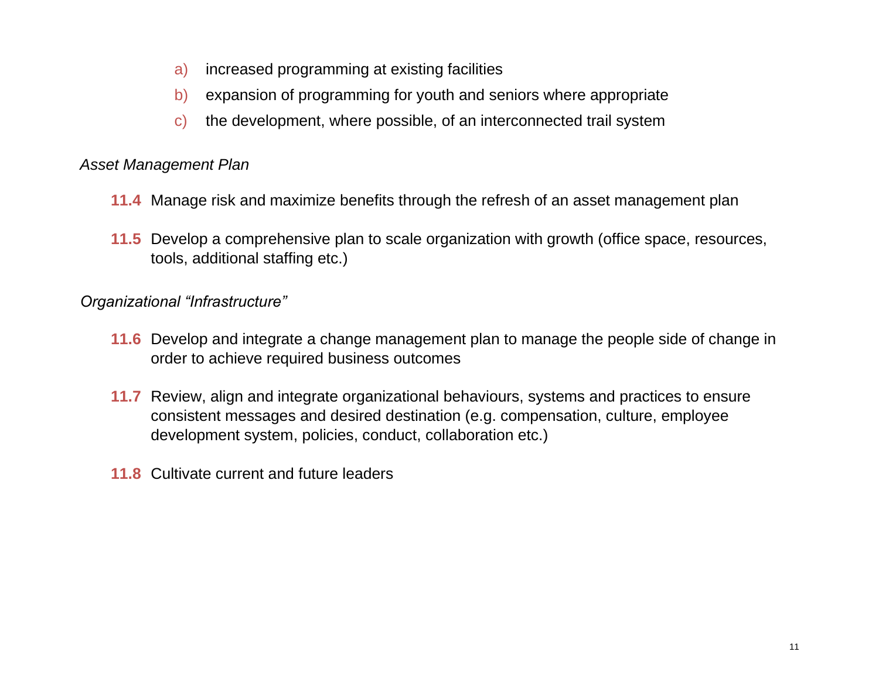a) increased programming at existing facilities
b) expansion of programming for youth and seniors where appropriate
c) the development, where possible, of an interconnected trail system

*Asset Management Plan*

**11.4** Manage risk and maximize benefits through the refresh of an asset management plan

**11.5** Develop a comprehensive plan to scale organization with growth (office space, resources, tools, additional staffing etc.)

*Organizational "Infrastructure"*

**11.6** Develop and integrate a change management plan to manage the people side of change in order to achieve required business outcomes

**11.7** Review, align and integrate organizational behaviours, systems and practices to ensure consistent messages and desired destination (e.g. compensation, culture, employee development system, policies, conduct, collaboration etc.)

**11.8** Cultivate current and future leaders